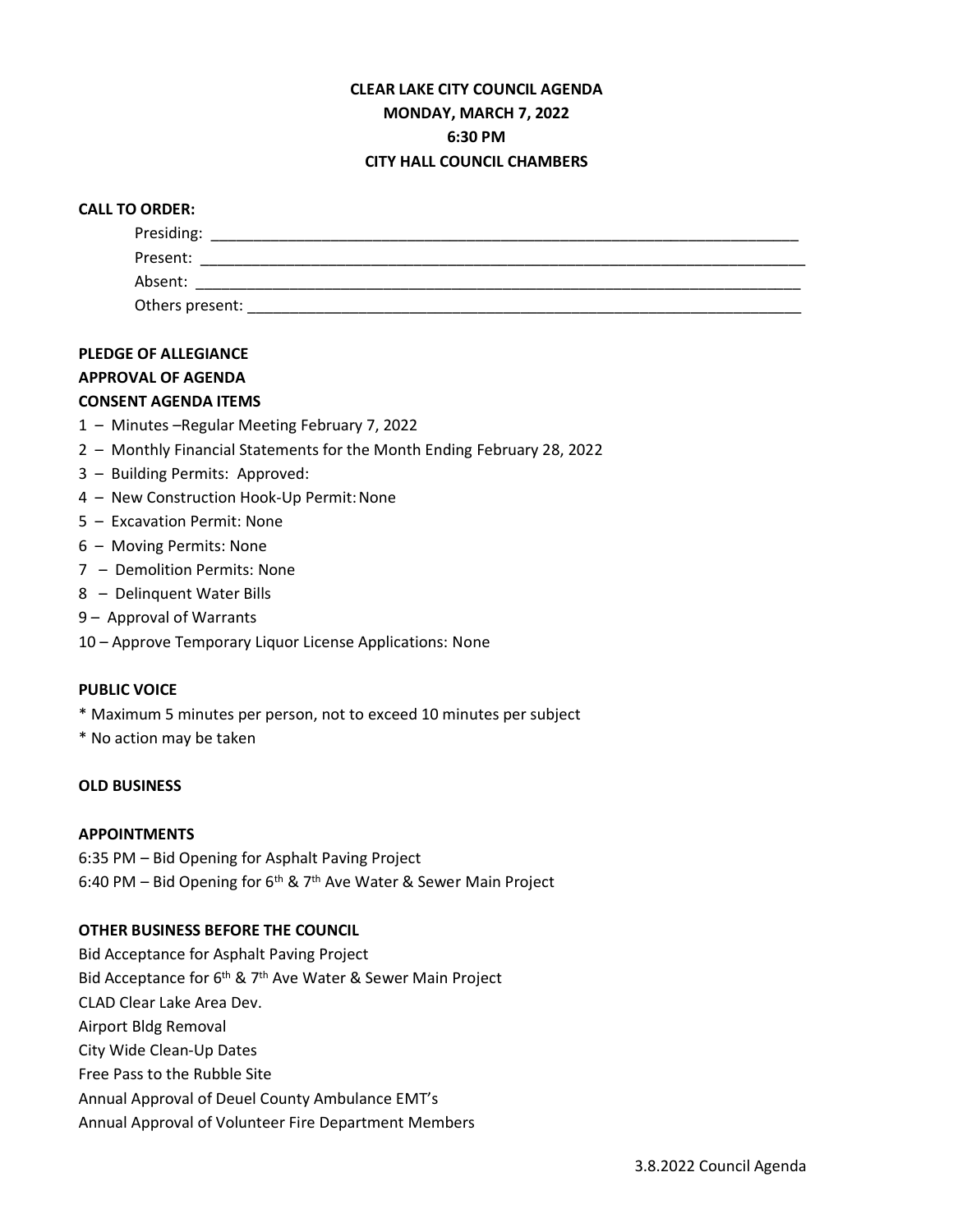**CLEAR LAKE CITY COUNCIL AGENDA**
**MONDAY, MARCH 7, 2022**
**6:30 PM**
**CITY HALL COUNCIL CHAMBERS**

**CALL TO ORDER:**

Presiding: ______________________________

Present: ______________________________

Absent: ______________________________

Others present: ______________________________

**PLEDGE OF ALLEGIANCE**

**APPROVAL OF AGENDA**

**CONSENT AGENDA ITEMS**

1 – Minutes –Regular Meeting February 7, 2022
2 – Monthly Financial Statements for the Month Ending February 28, 2022
3 – Building Permits: Approved:
4 – New Construction Hook-Up Permit: None
5 – Excavation Permit: None
6 – Moving Permits: None
7 – Demolition Permits: None
8 – Delinquent Water Bills
9 – Approval of Warrants
10 – Approve Temporary Liquor License Applications: None

**PUBLIC VOICE**

* Maximum 5 minutes per person, not to exceed 10 minutes per subject
* No action may be taken

**OLD BUSINESS**

**APPOINTMENTS**

6:35 PM – Bid Opening for Asphalt Paving Project
6:40 PM – Bid Opening for 6th & 7th Ave Water & Sewer Main Project

**OTHER BUSINESS BEFORE THE COUNCIL**

Bid Acceptance for Asphalt Paving Project
Bid Acceptance for 6th & 7th Ave Water & Sewer Main Project
CLAD Clear Lake Area Dev.
Airport Bldg Removal
City Wide Clean-Up Dates
Free Pass to the Rubble Site
Annual Approval of Deuel County Ambulance EMT's
Annual Approval of Volunteer Fire Department Members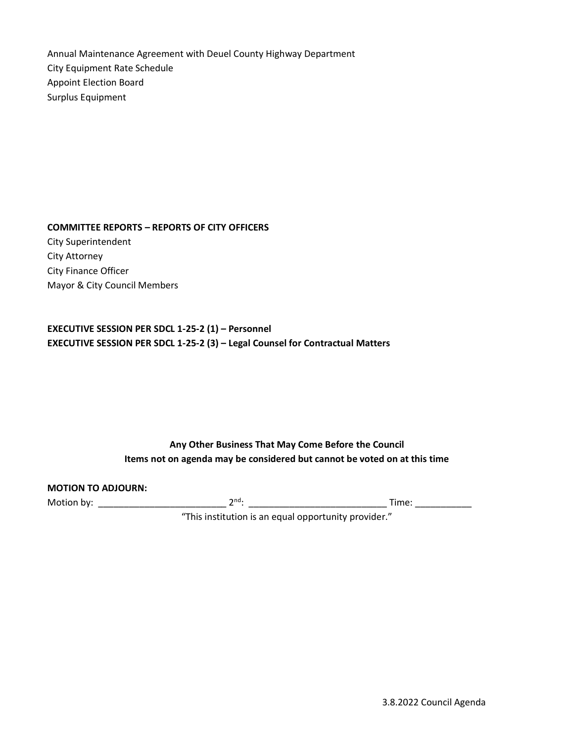Annual Maintenance Agreement with Deuel County Highway Department
City Equipment Rate Schedule
Appoint Election Board
Surplus Equipment

**COMMITTEE REPORTS – REPORTS OF CITY OFFICERS**
City Superintendent
City Attorney
City Finance Officer
Mayor & City Council Members

**EXECUTIVE SESSION PER SDCL 1-25-2 (1) – Personnel**
**EXECUTIVE SESSION PER SDCL 1-25-2 (3) – Legal Counsel for Contractual Matters**

**Any Other Business That May Come Before the Council**
**Items not on agenda may be considered but cannot be voted on at this time**

**MOTION TO ADJOURN:**
Motion by: _________________________ 2nd: ___________________________ Time: ___________

"This institution is an equal opportunity provider."

3.8.2022 Council Agenda